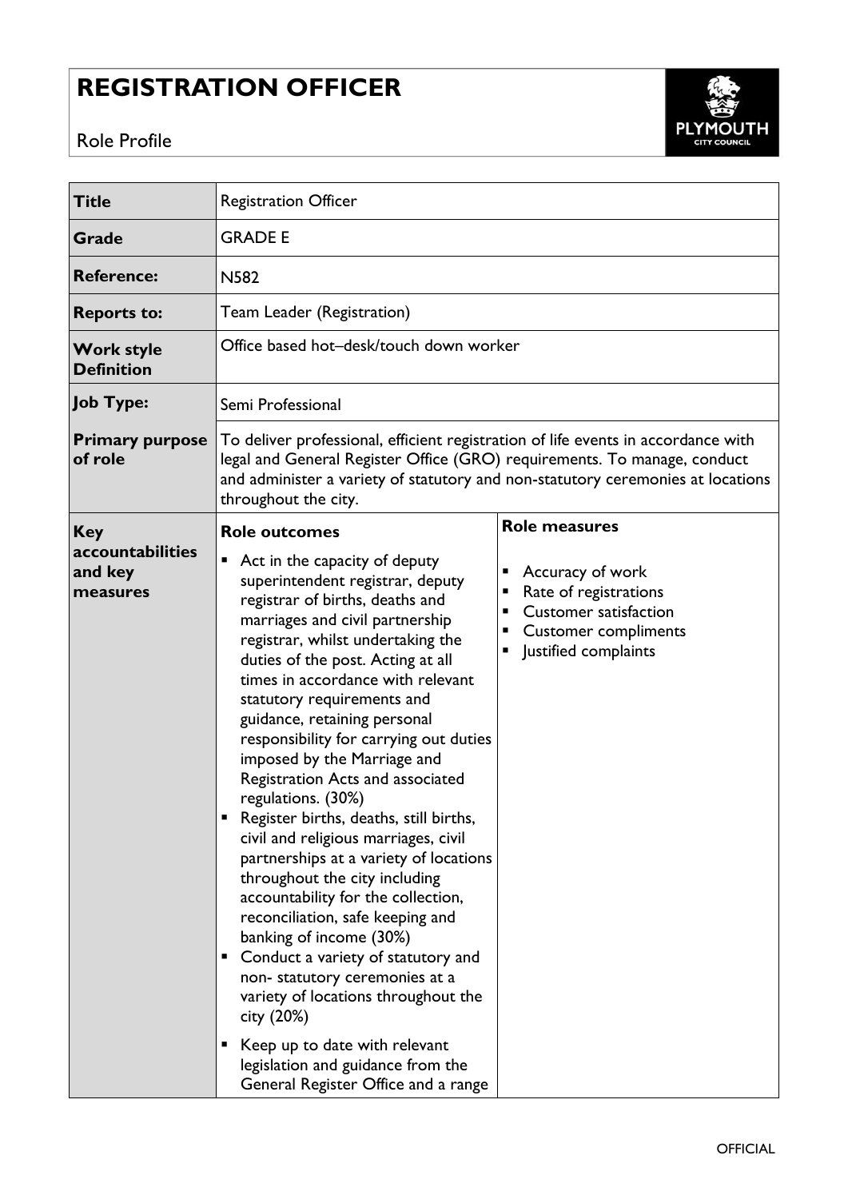# REGISTRATION OFFICER

Role Profile

| | | |
|---|---|---|
| **Title** | Registration Officer | |
| **Grade** | GRADE E | |
| **Reference:** | N582 | |
| **Reports to:** | Team Leader (Registration) | |
| **Work style Definition** | Office based hot–desk/touch down worker | |
| **Job Type:** | Semi Professional | |
| **Primary purpose of role** | To deliver professional, efficient registration of life events in accordance with legal and General Register Office (GRO) requirements. To manage, conduct and administer a variety of statutory and non-statutory ceremonies at locations throughout the city. | |
| **Key accountabilities and key measures** | **Role outcomes**<br>▪ Act in the capacity of deputy superintendent registrar, deputy registrar of births, deaths and marriages and civil partnership registrar, whilst undertaking the duties of the post. Acting at all times in accordance with relevant statutory requirements and guidance, retaining personal responsibility for carrying out duties imposed by the Marriage and Registration Acts and associated regulations. (30%)<br>▪ Register births, deaths, still births, civil and religious marriages, civil partnerships at a variety of locations throughout the city including accountability for the collection, reconciliation, safe keeping and banking of income (30%)<br>▪ Conduct a variety of statutory and non- statutory ceremonies at a variety of locations throughout the city (20%)<br>▪ Keep up to date with relevant legislation and guidance from the General Register Office and a range | **Role measures**<br>▪ Accuracy of work<br>▪ Rate of registrations<br>▪ Customer satisfaction<br>▪ Customer compliments<br>▪ Justified complaints |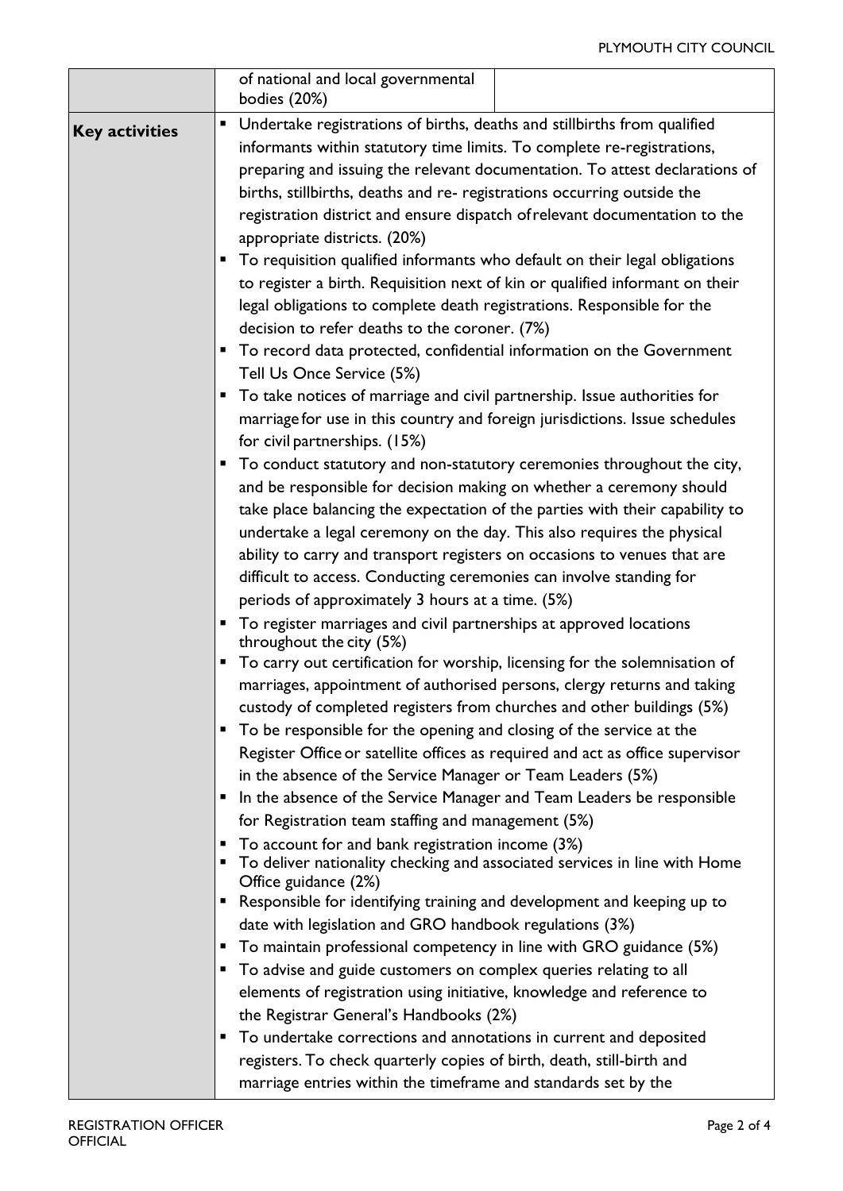|  | of national and local governmental bodies (20%) |  |
|---|---|---|
| **Key activities** | ▪ Undertake registrations of births, deaths and stillbirths from qualified informants within statutory time limits. To complete re-registrations, preparing and issuing the relevant documentation. To attest declarations of births, stillbirths, deaths and re- registrations occurring outside the registration district and ensure dispatch of relevant documentation to the appropriate districts. (20%)<br>▪ To requisition qualified informants who default on their legal obligations to register a birth. Requisition next of kin or qualified informant on their legal obligations to complete death registrations. Responsible for the decision to refer deaths to the coroner. (7%)<br>▪ To record data protected, confidential information on the Government Tell Us Once Service (5%)<br>▪ To take notices of marriage and civil partnership. Issue authorities for marriage for use in this country and foreign jurisdictions. Issue schedules for civil partnerships. (15%)<br>▪ To conduct statutory and non-statutory ceremonies throughout the city, and be responsible for decision making on whether a ceremony should take place balancing the expectation of the parties with their capability to undertake a legal ceremony on the day. This also requires the physical ability to carry and transport registers on occasions to venues that are difficult to access. Conducting ceremonies can involve standing for periods of approximately 3 hours at a time. (5%)<br>▪ To register marriages and civil partnerships at approved locations throughout the city (5%)<br>▪ To carry out certification for worship, licensing for the solemnisation of marriages, appointment of authorised persons, clergy returns and taking custody of completed registers from churches and other buildings (5%)<br>▪ To be responsible for the opening and closing of the service at the Register Office or satellite offices as required and act as office supervisor in the absence of the Service Manager or Team Leaders (5%)<br>▪ In the absence of the Service Manager and Team Leaders be responsible for Registration team staffing and management (5%)<br>▪ To account for and bank registration income (3%)<br>▪ To deliver nationality checking and associated services in line with Home Office guidance (2%)<br>▪ Responsible for identifying training and development and keeping up to date with legislation and GRO handbook regulations (3%)<br>▪ To maintain professional competency in line with GRO guidance (5%)<br>▪ To advise and guide customers on complex queries relating to all elements of registration using initiative, knowledge and reference to the Registrar General's Handbooks (2%)<br>▪ To undertake corrections and annotations in current and deposited registers. To check quarterly copies of birth, death, still-birth and marriage entries within the timeframe and standards set by the |  |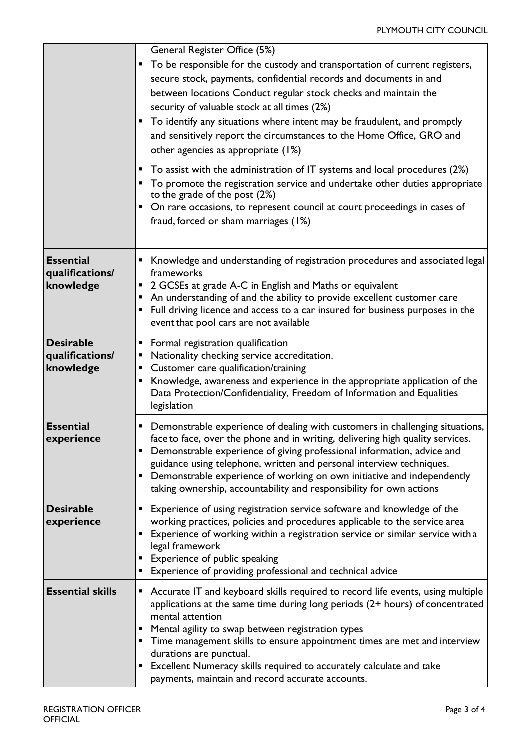| | |
|---|---|
| | General Register Office (5%)<br>▪ To be responsible for the custody and transportation of current registers, secure stock, payments, confidential records and documents in and between locations Conduct regular stock checks and maintain the security of valuable stock at all times (2%)<br>▪ To identify any situations where intent may be fraudulent, and promptly and sensitively report the circumstances to the Home Office, GRO and other agencies as appropriate (1%)<br>▪ To assist with the administration of IT systems and local procedures (2%)<br>▪ To promote the registration service and undertake other duties appropriate to the grade of the post (2%)<br>▪ On rare occasions, to represent council at court proceedings in cases of fraud, forced or sham marriages (1%) |
| **Essential qualifications/ knowledge** | ▪ Knowledge and understanding of registration procedures and associated legal frameworks<br>▪ 2 GCSEs at grade A-C in English and Maths or equivalent<br>▪ An understanding of and the ability to provide excellent customer care<br>▪ Full driving licence and access to a car insured for business purposes in the event that pool cars are not available |
| **Desirable qualifications/ knowledge** | ▪ Formal registration qualification<br>▪ Nationality checking service accreditation.<br>▪ Customer care qualification/training<br>▪ Knowledge, awareness and experience in the appropriate application of the Data Protection/Confidentiality, Freedom of Information and Equalities legislation |
| **Essential experience** | ▪ Demonstrable experience of dealing with customers in challenging situations, face to face, over the phone and in writing, delivering high quality services.<br>▪ Demonstrable experience of giving professional information, advice and guidance using telephone, written and personal interview techniques.<br>▪ Demonstrable experience of working on own initiative and independently taking ownership, accountability and responsibility for own actions |
| **Desirable experience** | ▪ Experience of using registration service software and knowledge of the working practices, policies and procedures applicable to the service area<br>▪ Experience of working within a registration service or similar service with a legal framework<br>▪ Experience of public speaking<br>▪ Experience of providing professional and technical advice |
| **Essential skills** | ▪ Accurate IT and keyboard skills required to record life events, using multiple applications at the same time during long periods (2+ hours) of concentrated mental attention<br>▪ Mental agility to swap between registration types<br>▪ Time management skills to ensure appointment times are met and interview durations are punctual.<br>▪ Excellent Numeracy skills required to accurately calculate and take payments, maintain and record accurate accounts. |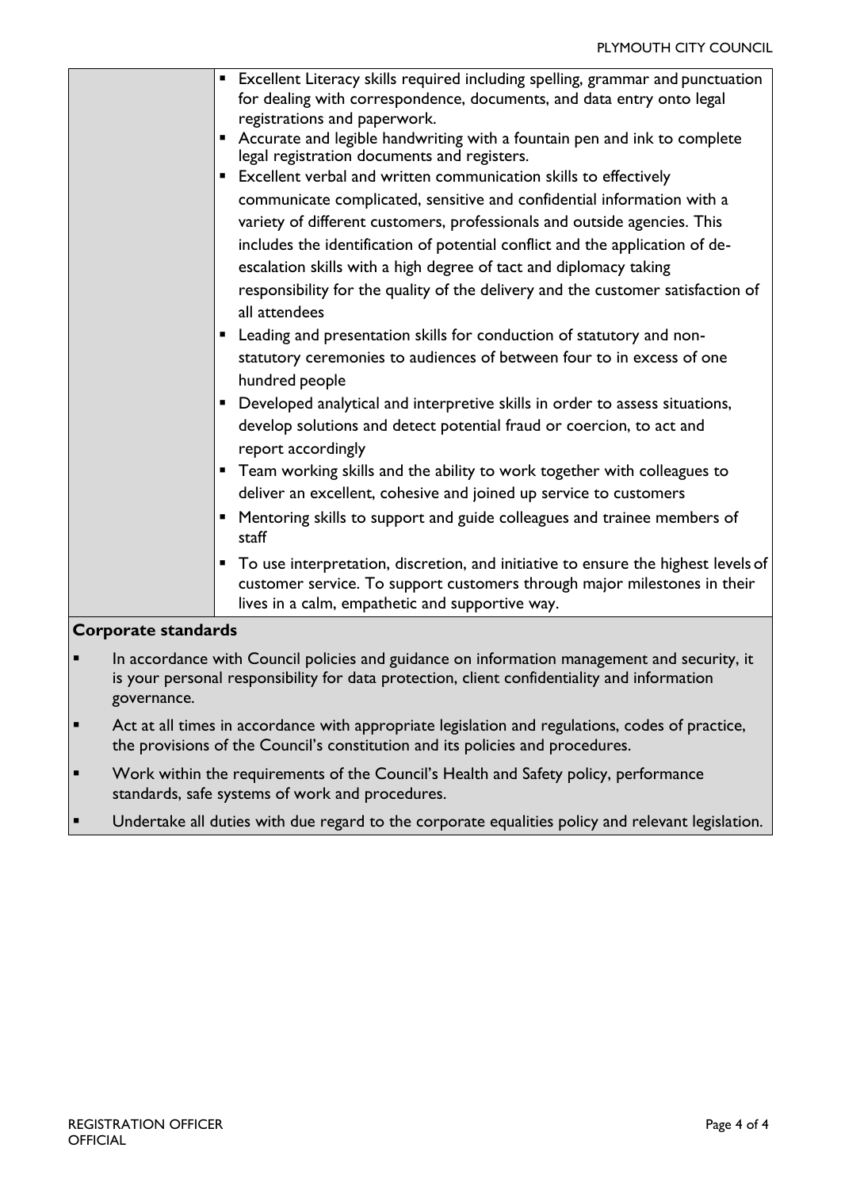| | |
|---|---|
| | - Excellent Literacy skills required including spelling, grammar and punctuation for dealing with correspondence, documents, and data entry onto legal registrations and paperwork.<br>- Accurate and legible handwriting with a fountain pen and ink to complete legal registration documents and registers.<br>- Excellent verbal and written communication skills to effectively communicate complicated, sensitive and confidential information with a variety of different customers, professionals and outside agencies. This includes the identification of potential conflict and the application of de-escalation skills with a high degree of tact and diplomacy taking responsibility for the quality of the delivery and the customer satisfaction of all attendees<br>- Leading and presentation skills for conduction of statutory and non-statutory ceremonies to audiences of between four to in excess of one hundred people<br>- Developed analytical and interpretive skills in order to assess situations, develop solutions and detect potential fraud or coercion, to act and report accordingly<br>- Team working skills and the ability to work together with colleagues to deliver an excellent, cohesive and joined up service to customers<br>- Mentoring skills to support and guide colleagues and trainee members of staff<br>- To use interpretation, discretion, and initiative to ensure the highest levels of customer service. To support customers through major milestones in their lives in a calm, empathetic and supportive way. |

**Corporate standards**

- In accordance with Council policies and guidance on information management and security, it is your personal responsibility for data protection, client confidentiality and information governance.
- Act at all times in accordance with appropriate legislation and regulations, codes of practice, the provisions of the Council's constitution and its policies and procedures.
- Work within the requirements of the Council's Health and Safety policy, performance standards, safe systems of work and procedures.
- Undertake all duties with due regard to the corporate equalities policy and relevant legislation.